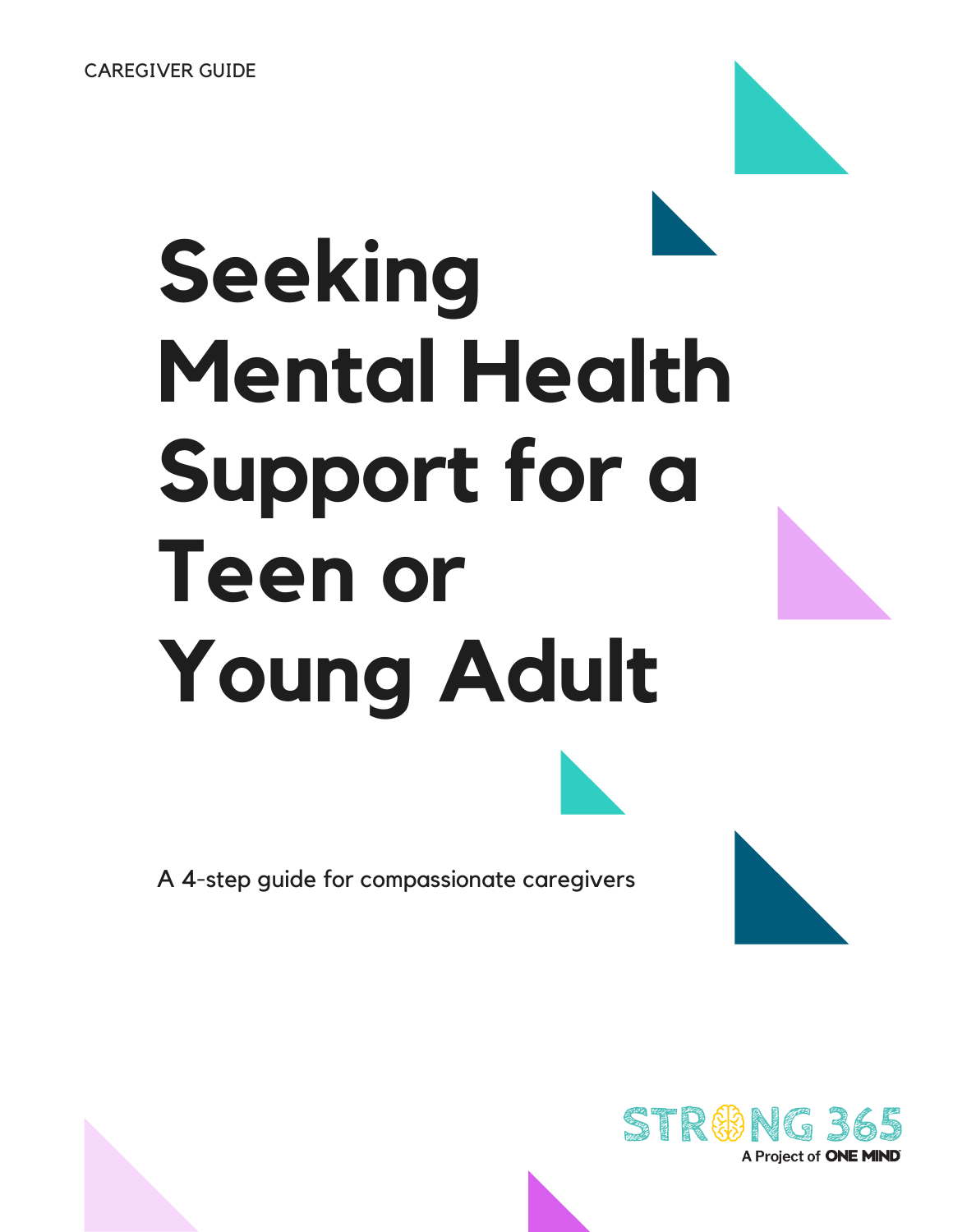CAREGIVER GUIDE

# Seeking Mental Health Support for a Teen or Young Adult

A 4-step guide for compassionate caregivers

STRONG 365

A Project of ONE MIND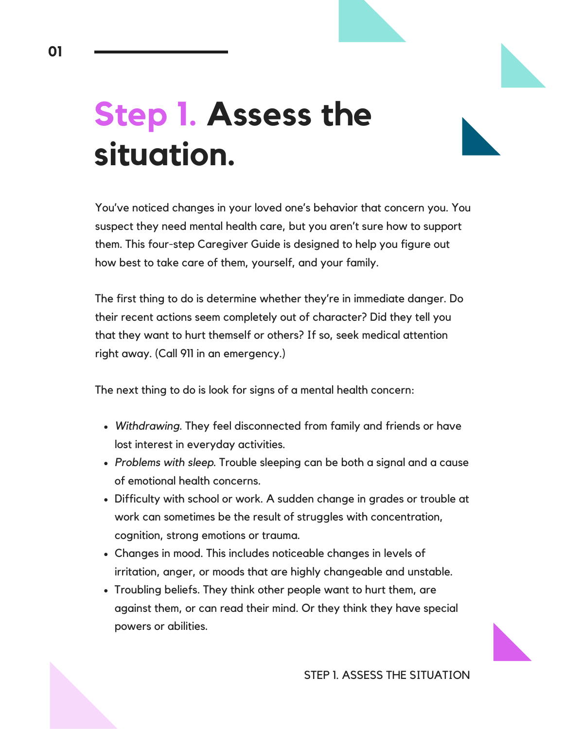# Step 1. Assess the situation.

You've noticed changes in your loved one's behavior that concern you. You suspect they need mental health care, but you aren't sure how to support them. This four-step Caregiver Guide is designed to help you figure out how best to take care of them, yourself, and your family.

The first thing to do is determine whether they're in immediate danger. Do their recent actions seem completely out of character? Did they tell you that they want to hurt themself or others? If so, seek medical attention right away. (Call 911 in an emergency.)

The next thing to do is look for signs of a mental health concern:

- *Withdrawing*. They feel disconnected from family and friends or have lost interest in everyday activities.
- *Problems with sleep*. Trouble sleeping can be both a signal and a cause of emotional health concerns.
- Difficulty with school or work. A sudden change in grades or trouble at work can sometimes be the result of struggles with concentration, cognition, strong emotions or trauma.
- Changes in mood. This includes noticeable changes in levels of irritation, anger, or moods that are highly changeable and unstable.
- Troubling beliefs. They think other people want to hurt them, are against them, or can read their mind. Or they think they have special powers or abilities.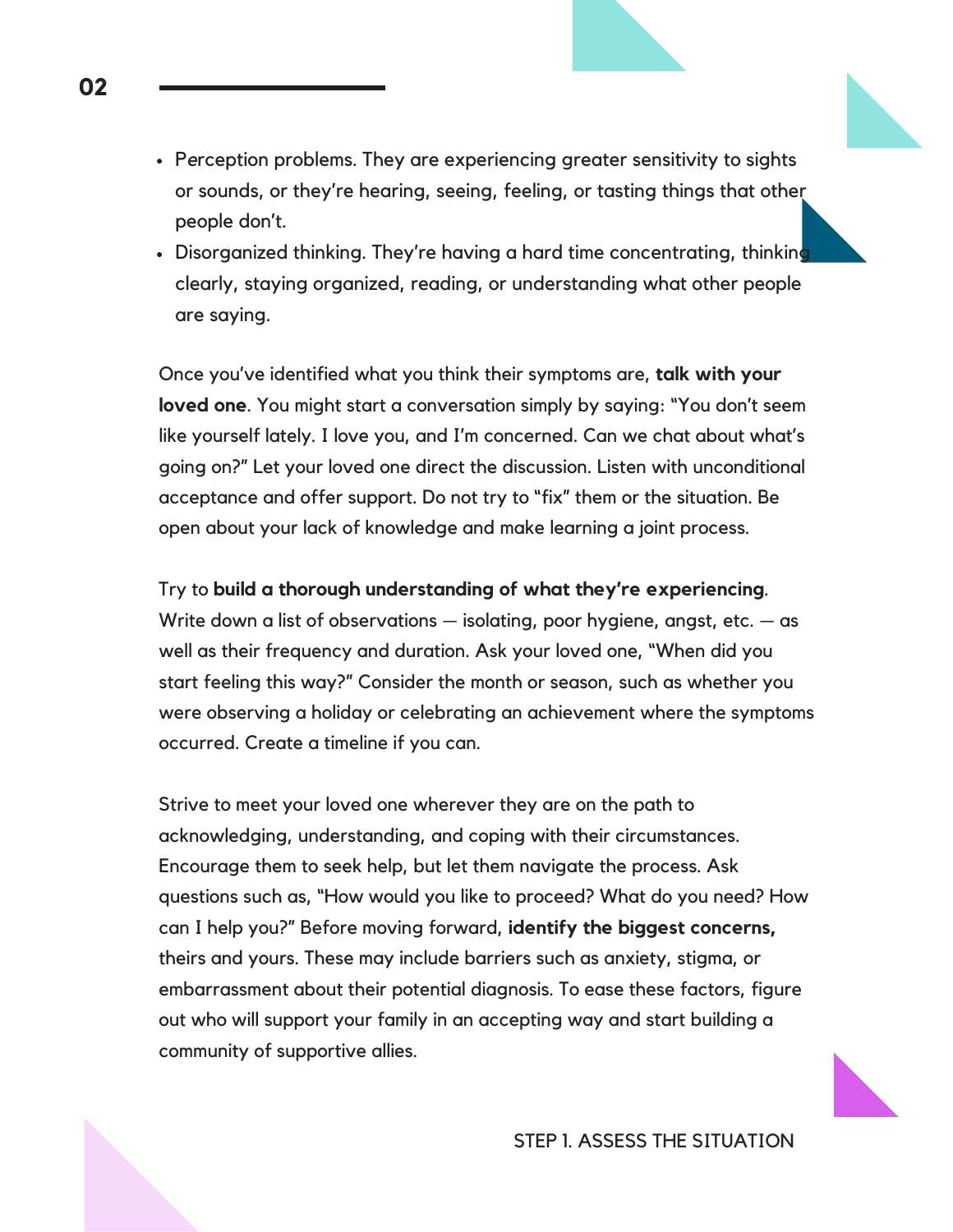- Perception problems. They are experiencing greater sensitivity to sights or sounds, or they're hearing, seeing, feeling, or tasting things that other people don't.
- Disorganized thinking. They're having a hard time concentrating, thinking clearly, staying organized, reading, or understanding what other people are saying.

Once you've identified what you think their symptoms are, **talk with your loved one**. You might start a conversation simply by saying: "You don't seem like yourself lately. I love you, and I'm concerned. Can we chat about what's going on?" Let your loved one direct the discussion. Listen with unconditional acceptance and offer support. Do not try to "fix" them or the situation. Be open about your lack of knowledge and make learning a joint process.

Try to **build a thorough understanding of what they're experiencing**. Write down a list of observations — isolating, poor hygiene, angst, etc. — as well as their frequency and duration. Ask your loved one, "When did you start feeling this way?" Consider the month or season, such as whether you were observing a holiday or celebrating an achievement where the symptoms occurred. Create a timeline if you can.

Strive to meet your loved one wherever they are on the path to acknowledging, understanding, and coping with their circumstances. Encourage them to seek help, but let them navigate the process. Ask questions such as, "How would you like to proceed? What do you need? How can I help you?" Before moving forward, **identify the biggest concerns,** theirs and yours. These may include barriers such as anxiety, stigma, or embarrassment about their potential diagnosis. To ease these factors, figure out who will support your family in an accepting way and start building a community of supportive allies.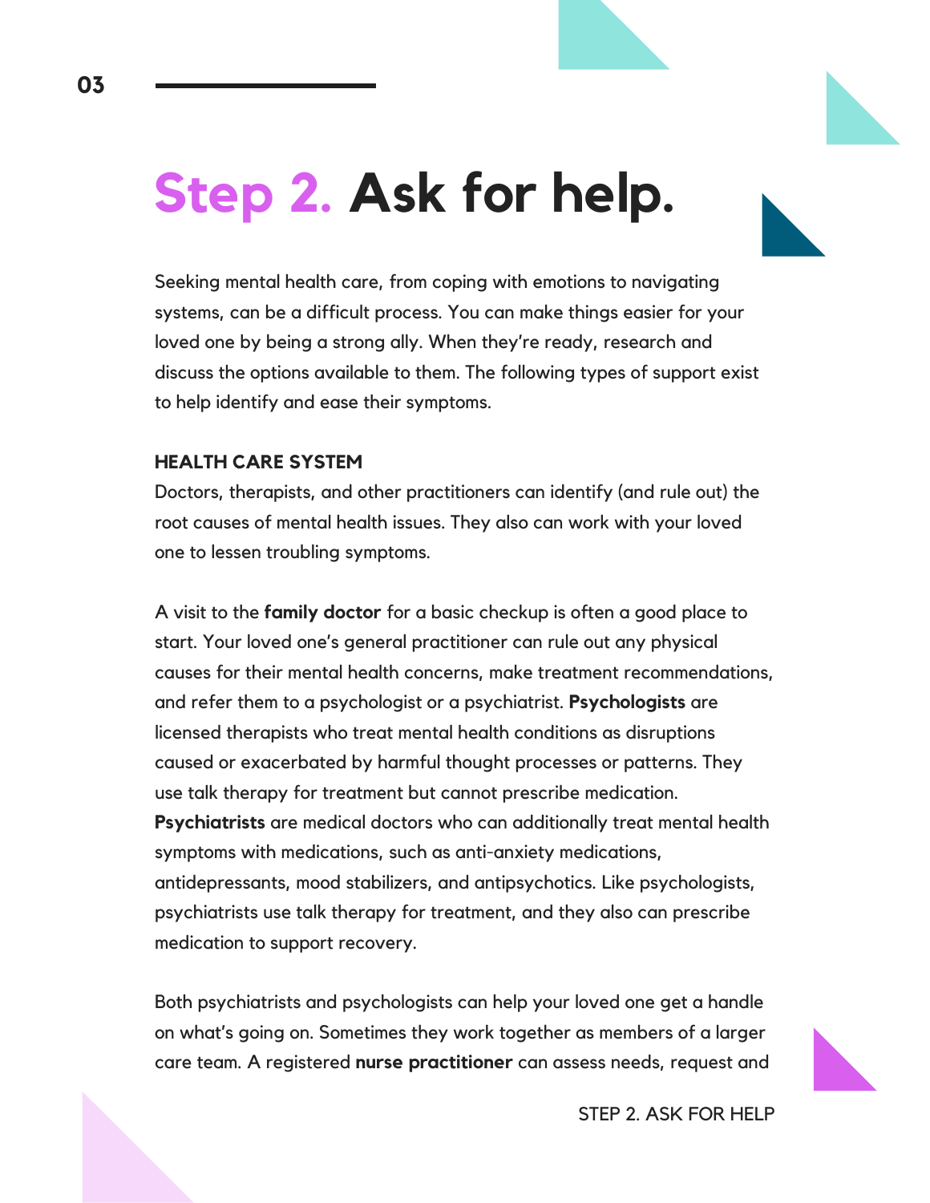# Step 2. Ask for help.

Seeking mental health care, from coping with emotions to navigating systems, can be a difficult process. You can make things easier for your loved one by being a strong ally. When they're ready, research and discuss the options available to them. The following types of support exist to help identify and ease their symptoms.

**HEALTH CARE SYSTEM**

Doctors, therapists, and other practitioners can identify (and rule out) the root causes of mental health issues. They also can work with your loved one to lessen troubling symptoms.

A visit to the **family doctor** for a basic checkup is often a good place to start. Your loved one's general practitioner can rule out any physical causes for their mental health concerns, make treatment recommendations, and refer them to a psychologist or a psychiatrist. **Psychologists** are licensed therapists who treat mental health conditions as disruptions caused or exacerbated by harmful thought processes or patterns. They use talk therapy for treatment but cannot prescribe medication. **Psychiatrists** are medical doctors who can additionally treat mental health symptoms with medications, such as anti-anxiety medications, antidepressants, mood stabilizers, and antipsychotics. Like psychologists, psychiatrists use talk therapy for treatment, and they also can prescribe medication to support recovery.

Both psychiatrists and psychologists can help your loved one get a handle on what's going on. Sometimes they work together as members of a larger care team. A registered **nurse practitioner** can assess needs, request and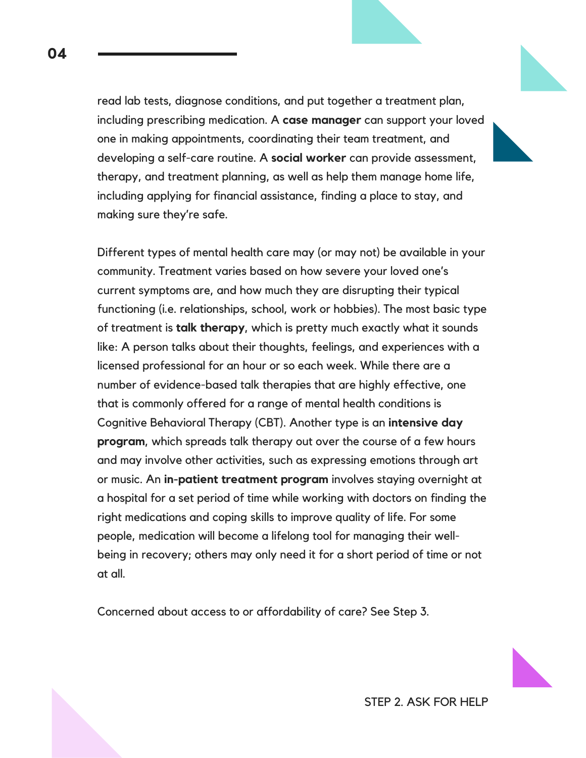read lab tests, diagnose conditions, and put together a treatment plan, including prescribing medication. A **case manager** can support your loved one in making appointments, coordinating their team treatment, and developing a self-care routine. A **social worker** can provide assessment, therapy, and treatment planning, as well as help them manage home life, including applying for financial assistance, finding a place to stay, and making sure they're safe.

Different types of mental health care may (or may not) be available in your community. Treatment varies based on how severe your loved one's current symptoms are, and how much they are disrupting their typical functioning (i.e. relationships, school, work or hobbies). The most basic type of treatment is **talk therapy**, which is pretty much exactly what it sounds like: A person talks about their thoughts, feelings, and experiences with a licensed professional for an hour or so each week. While there are a number of evidence-based talk therapies that are highly effective, one that is commonly offered for a range of mental health conditions is Cognitive Behavioral Therapy (CBT). Another type is an **intensive day program**, which spreads talk therapy out over the course of a few hours and may involve other activities, such as expressing emotions through art or music. An **in-patient treatment program** involves staying overnight at a hospital for a set period of time while working with doctors on finding the right medications and coping skills to improve quality of life. For some people, medication will become a lifelong tool for managing their well-being in recovery; others may only need it for a short period of time or not at all.

Concerned about access to or affordability of care? See Step 3.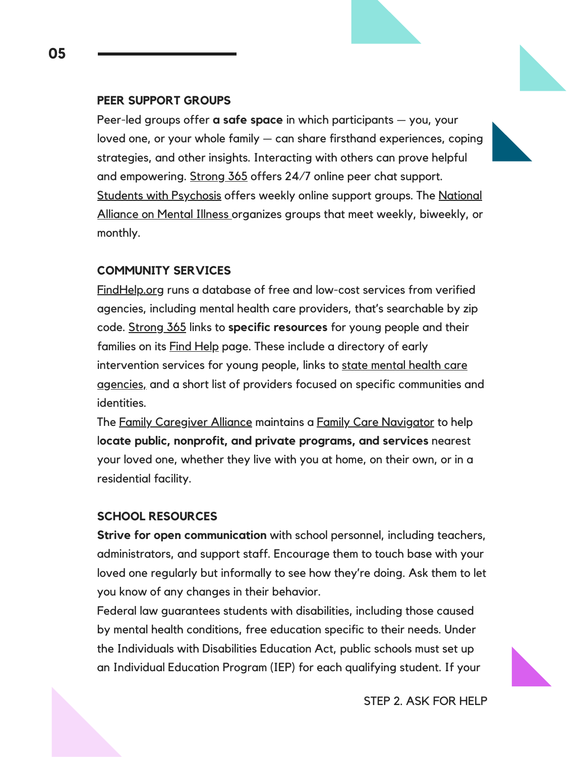### PEER SUPPORT GROUPS

Peer-led groups offer **a safe space** in which participants — you, your loved one, or your whole family — can share firsthand experiences, coping strategies, and other insights. Interacting with others can prove helpful and empowering. Strong 365 offers 24/7 online peer chat support. Students with Psychosis offers weekly online support groups. The National Alliance on Mental Illness organizes groups that meet weekly, biweekly, or monthly.

### COMMUNITY SERVICES

FindHelp.org runs a database of free and low-cost services from verified agencies, including mental health care providers, that's searchable by zip code. Strong 365 links to **specific resources** for young people and their families on its Find Help page. These include a directory of early intervention services for young people, links to state mental health care agencies, and a short list of providers focused on specific communities and identities.

The Family Caregiver Alliance maintains a Family Care Navigator to help l**ocate public, nonprofit, and private programs, and services** nearest your loved one, whether they live with you at home, on their own, or in a residential facility.

### SCHOOL RESOURCES

**Strive for open communication** with school personnel, including teachers, administrators, and support staff. Encourage them to touch base with your loved one regularly but informally to see how they're doing. Ask them to let you know of any changes in their behavior.

Federal law guarantees students with disabilities, including those caused by mental health conditions, free education specific to their needs. Under the Individuals with Disabilities Education Act, public schools must set up an Individual Education Program (IEP) for each qualifying student. If your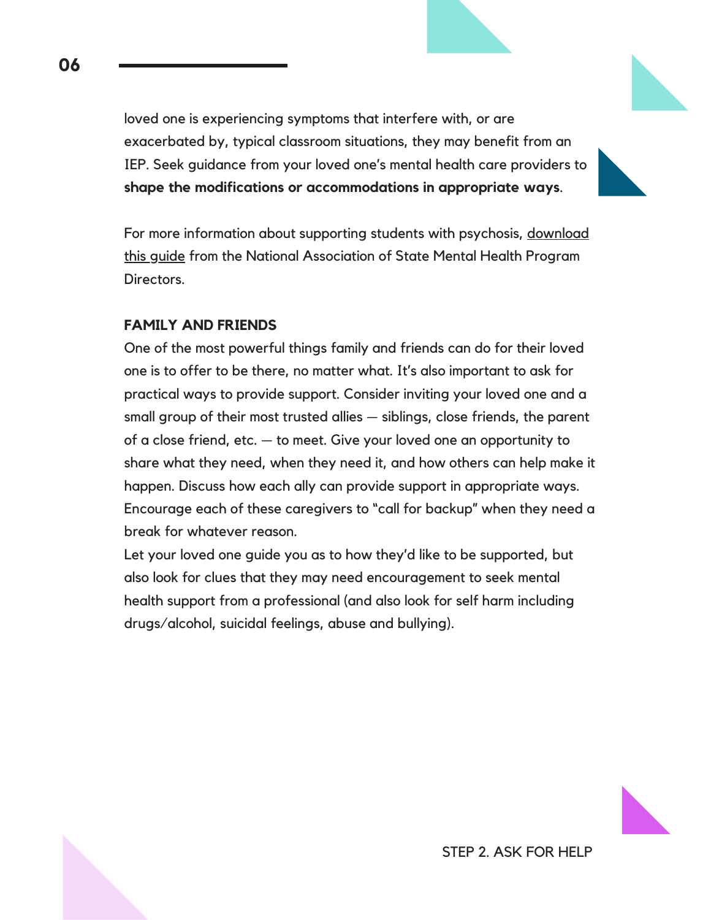loved one is experiencing symptoms that interfere with, or are exacerbated by, typical classroom situations, they may benefit from an IEP. Seek guidance from your loved one's mental health care providers to **shape the modifications or accommodations in appropriate ways**.

For more information about supporting students with psychosis, download this guide from the National Association of State Mental Health Program Directors.

**FAMILY AND FRIENDS**

One of the most powerful things family and friends can do for their loved one is to offer to be there, no matter what. It's also important to ask for practical ways to provide support. Consider inviting your loved one and a small group of their most trusted allies — siblings, close friends, the parent of a close friend, etc. — to meet. Give your loved one an opportunity to share what they need, when they need it, and how others can help make it happen. Discuss how each ally can provide support in appropriate ways. Encourage each of these caregivers to "call for backup" when they need a break for whatever reason.

Let your loved one guide you as to how they'd like to be supported, but also look for clues that they may need encouragement to seek mental health support from a professional (and also look for self harm including drugs/alcohol, suicidal feelings, abuse and bullying).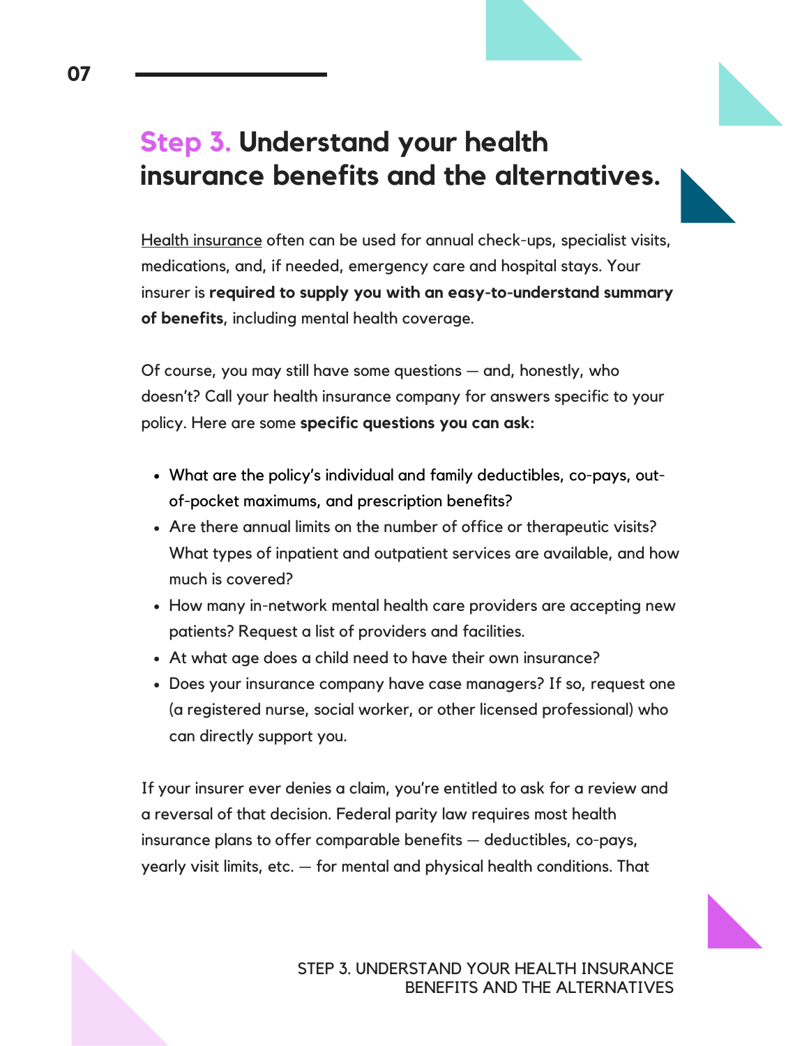## Step 3. Understand your health insurance benefits and the alternatives.

Health insurance often can be used for annual check-ups, specialist visits, medications, and, if needed, emergency care and hospital stays. Your insurer is **required to supply you with an easy-to-understand summary of benefits**, including mental health coverage.

Of course, you may still have some questions — and, honestly, who doesn't? Call your health insurance company for answers specific to your policy. Here are some **specific questions you can ask:**

- What are the policy's individual and family deductibles, co-pays, out-of-pocket maximums, and prescription benefits?
- Are there annual limits on the number of office or therapeutic visits? What types of inpatient and outpatient services are available, and how much is covered?
- How many in-network mental health care providers are accepting new patients? Request a list of providers and facilities.
- At what age does a child need to have their own insurance?
- Does your insurance company have case managers? If so, request one (a registered nurse, social worker, or other licensed professional) who can directly support you.

If your insurer ever denies a claim, you're entitled to ask for a review and a reversal of that decision. Federal parity law requires most health insurance plans to offer comparable benefits — deductibles, co-pays, yearly visit limits, etc. — for mental and physical health conditions. That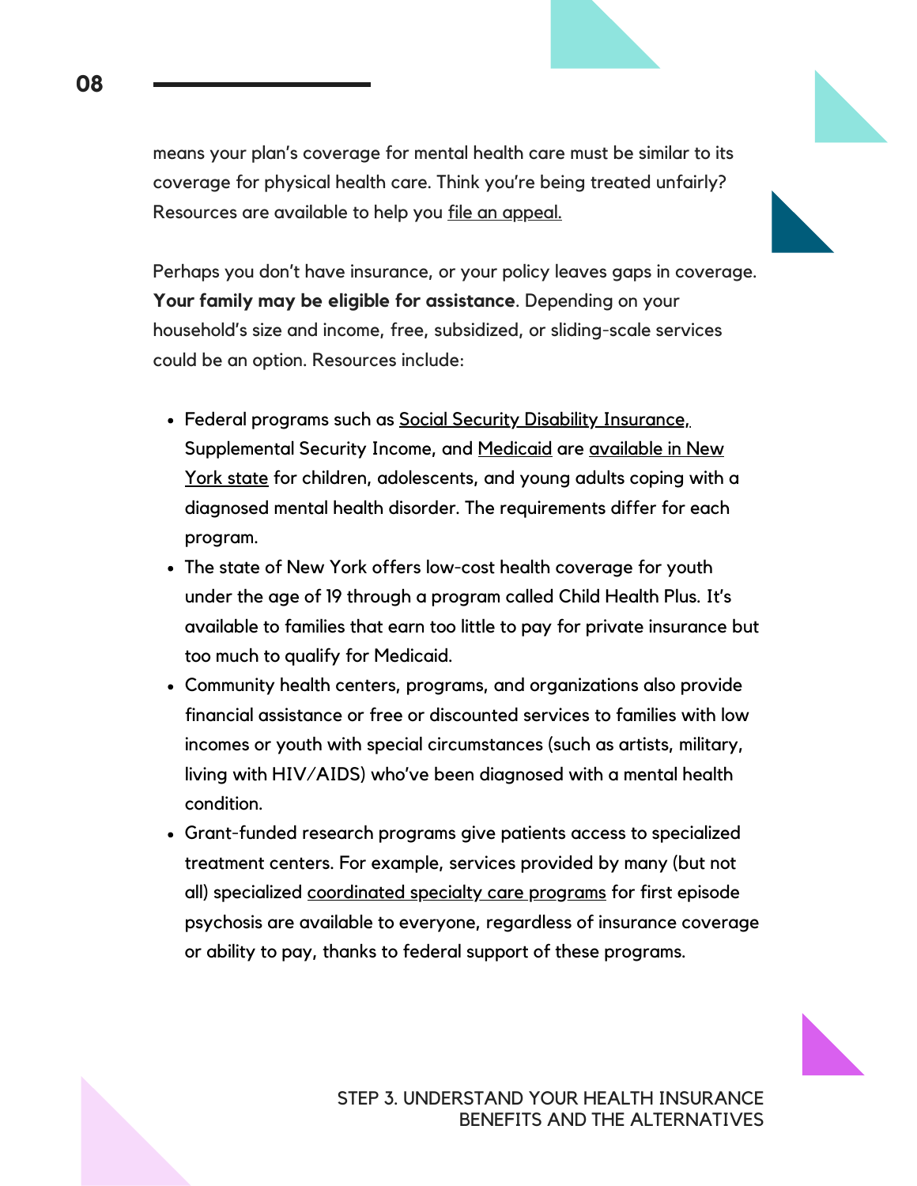means your plan's coverage for mental health care must be similar to its coverage for physical health care. Think you're being treated unfairly? Resources are available to help you file an appeal.

Perhaps you don't have insurance, or your policy leaves gaps in coverage. **Your family may be eligible for assistance**. Depending on your household's size and income, free, subsidized, or sliding-scale services could be an option. Resources include:

- Federal programs such as Social Security Disability Insurance, Supplemental Security Income, and Medicaid are available in New York state for children, adolescents, and young adults coping with a diagnosed mental health disorder. The requirements differ for each program.
- The state of New York offers low-cost health coverage for youth under the age of 19 through a program called Child Health Plus. It's available to families that earn too little to pay for private insurance but too much to qualify for Medicaid.
- Community health centers, programs, and organizations also provide financial assistance or free or discounted services to families with low incomes or youth with special circumstances (such as artists, military, living with HIV/AIDS) who've been diagnosed with a mental health condition.
- Grant-funded research programs give patients access to specialized treatment centers. For example, services provided by many (but not all) specialized coordinated specialty care programs for first episode psychosis are available to everyone, regardless of insurance coverage or ability to pay, thanks to federal support of these programs.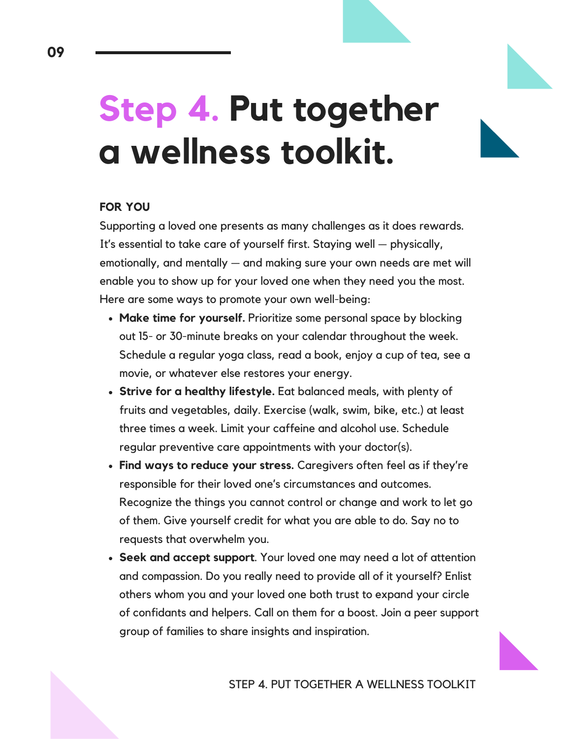# Step 4. Put together a wellness toolkit.

**FOR YOU**

Supporting a loved one presents as many challenges as it does rewards. It's essential to take care of yourself first. Staying well — physically, emotionally, and mentally — and making sure your own needs are met will enable you to show up for your loved one when they need you the most. Here are some ways to promote your own well-being:

- **Make time for yourself.** Prioritize some personal space by blocking out 15- or 30-minute breaks on your calendar throughout the week. Schedule a regular yoga class, read a book, enjoy a cup of tea, see a movie, or whatever else restores your energy.
- **Strive for a healthy lifestyle.** Eat balanced meals, with plenty of fruits and vegetables, daily. Exercise (walk, swim, bike, etc.) at least three times a week. Limit your caffeine and alcohol use. Schedule regular preventive care appointments with your doctor(s).
- **Find ways to reduce your stress.** Caregivers often feel as if they're responsible for their loved one's circumstances and outcomes. Recognize the things you cannot control or change and work to let go of them. Give yourself credit for what you are able to do. Say no to requests that overwhelm you.
- **Seek and accept support**. Your loved one may need a lot of attention and compassion. Do you really need to provide all of it yourself? Enlist others whom you and your loved one both trust to expand your circle of confidants and helpers. Call on them for a boost. Join a peer support group of families to share insights and inspiration.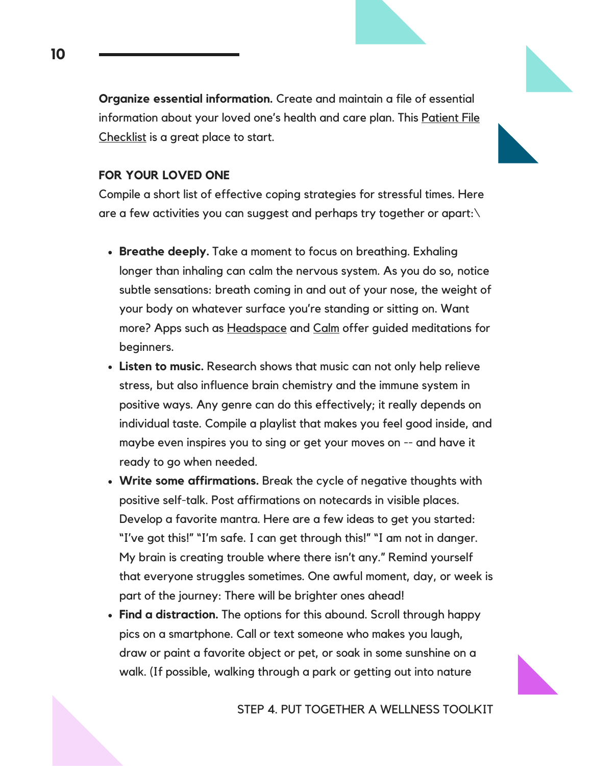**Organize essential information.** Create and maintain a file of essential information about your loved one's health and care plan. This Patient File Checklist is a great place to start.

**FOR YOUR LOVED ONE**

Compile a short list of effective coping strategies for stressful times. Here are a few activities you can suggest and perhaps try together or apart:\

- **Breathe deeply.** Take a moment to focus on breathing. Exhaling longer than inhaling can calm the nervous system. As you do so, notice subtle sensations: breath coming in and out of your nose, the weight of your body on whatever surface you're standing or sitting on. Want more? Apps such as Headspace and Calm offer guided meditations for beginners.
- **Listen to music.** Research shows that music can not only help relieve stress, but also influence brain chemistry and the immune system in positive ways. Any genre can do this effectively; it really depends on individual taste. Compile a playlist that makes you feel good inside, and maybe even inspires you to sing or get your moves on -- and have it ready to go when needed.
- **Write some affirmations.** Break the cycle of negative thoughts with positive self-talk. Post affirmations on notecards in visible places. Develop a favorite mantra. Here are a few ideas to get you started: "I've got this!" "I'm safe. I can get through this!" "I am not in danger. My brain is creating trouble where there isn't any." Remind yourself that everyone struggles sometimes. One awful moment, day, or week is part of the journey: There will be brighter ones ahead!
- **Find a distraction.** The options for this abound. Scroll through happy pics on a smartphone. Call or text someone who makes you laugh, draw or paint a favorite object or pet, or soak in some sunshine on a walk. (If possible, walking through a park or getting out into nature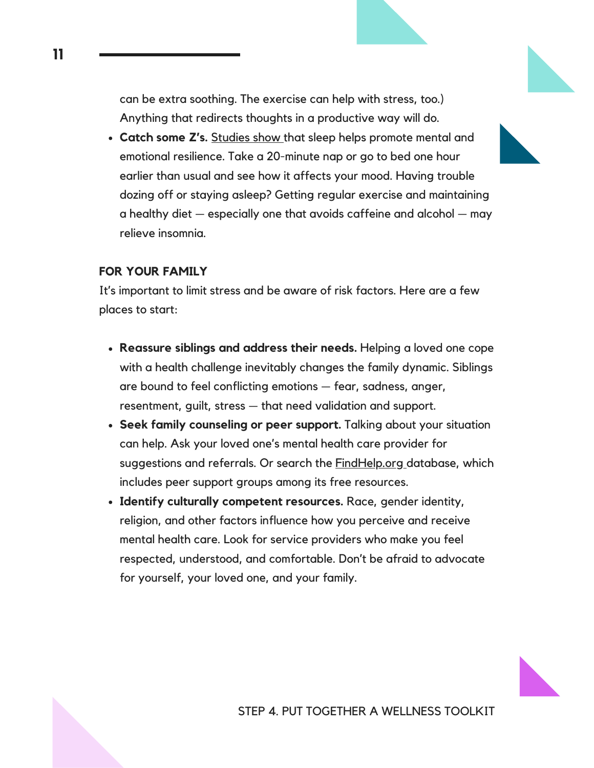can be extra soothing. The exercise can help with stress, too.) Anything that redirects thoughts in a productive way will do.

- **Catch some Z's.** Studies show that sleep helps promote mental and emotional resilience. Take a 20-minute nap or go to bed one hour earlier than usual and see how it affects your mood. Having trouble dozing off or staying asleep? Getting regular exercise and maintaining a healthy diet — especially one that avoids caffeine and alcohol — may relieve insomnia.

**FOR YOUR FAMILY**

It's important to limit stress and be aware of risk factors. Here are a few places to start:

- **Reassure siblings and address their needs.** Helping a loved one cope with a health challenge inevitably changes the family dynamic. Siblings are bound to feel conflicting emotions — fear, sadness, anger, resentment, guilt, stress — that need validation and support.
- **Seek family counseling or peer support.** Talking about your situation can help. Ask your loved one's mental health care provider for suggestions and referrals. Or search the FindHelp.org database, which includes peer support groups among its free resources.
- **Identify culturally competent resources.** Race, gender identity, religion, and other factors influence how you perceive and receive mental health care. Look for service providers who make you feel respected, understood, and comfortable. Don't be afraid to advocate for yourself, your loved one, and your family.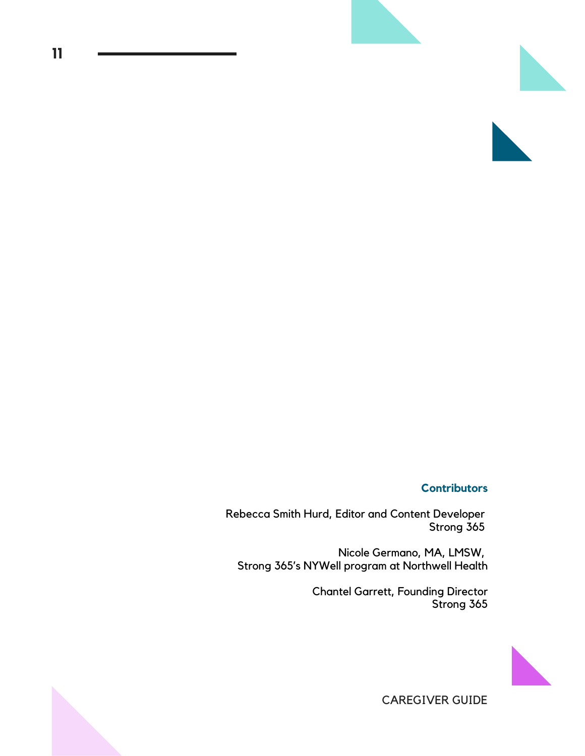**Contributors**

Rebecca Smith Hurd, Editor and Content Developer
Strong 365

Nicole Germano, MA, LMSW,
Strong 365's NYWell program at Northwell Health

Chantel Garrett, Founding Director
Strong 365